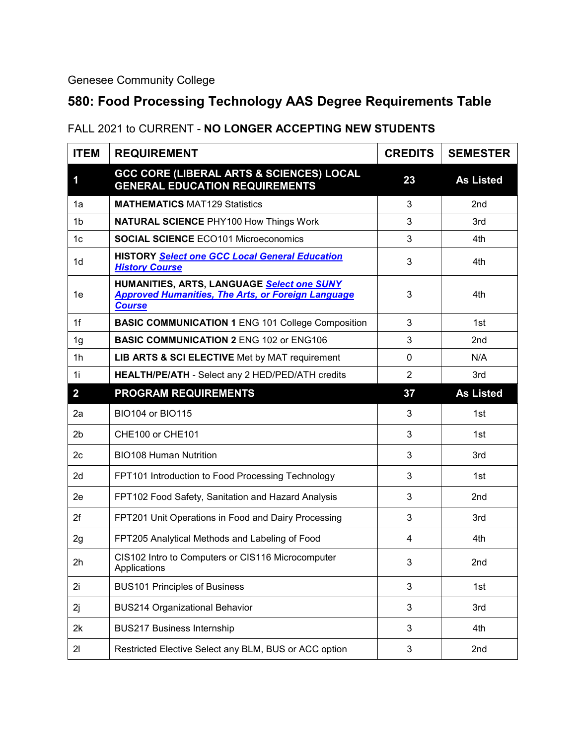Genesee Community College

# 580: Food Processing Technology AAS Degree Requirements Table

FALL 2021 to CURRENT - **NO LONGER ACCEPTING NEW STUDENTS**

| ITEM | REQUIREMENT | CREDITS | SEMESTER |
|---|---|---|---|
| **1** | **GCC CORE (LIBERAL ARTS & SCIENCES) LOCAL GENERAL EDUCATION REQUIREMENTS** | **23** | **As Listed** |
| 1a | **MATHEMATICS** MAT129 Statistics | 3 | 2nd |
| 1b | **NATURAL SCIENCE** PHY100 How Things Work | 3 | 3rd |
| 1c | **SOCIAL SCIENCE** ECO101 Microeconomics | 3 | 4th |
| 1d | **HISTORY** ***Select one GCC Local General Education History Course*** | 3 | 4th |
| 1e | **HUMANITIES, ARTS, LANGUAGE** ***Select one SUNY Approved Humanities, The Arts, or Foreign Language Course*** | 3 | 4th |
| 1f | **BASIC COMMUNICATION 1** ENG 101 College Composition | 3 | 1st |
| 1g | **BASIC COMMUNICATION 2** ENG 102 or ENG106 | 3 | 2nd |
| 1h | **LIB ARTS & SCI ELECTIVE** Met by MAT requirement | 0 | N/A |
| 1i | **HEALTH/PE/ATH** - Select any 2 HED/PED/ATH credits | 2 | 3rd |
| **2** | **PROGRAM REQUIREMENTS** | **37** | **As Listed** |
| 2a | BIO104 or BIO115 | 3 | 1st |
| 2b | CHE100 or CHE101 | 3 | 1st |
| 2c | BIO108 Human Nutrition | 3 | 3rd |
| 2d | FPT101 Introduction to Food Processing Technology | 3 | 1st |
| 2e | FPT102 Food Safety, Sanitation and Hazard Analysis | 3 | 2nd |
| 2f | FPT201 Unit Operations in Food and Dairy Processing | 3 | 3rd |
| 2g | FPT205 Analytical Methods and Labeling of Food | 4 | 4th |
| 2h | CIS102 Intro to Computers or CIS116 Microcomputer Applications | 3 | 2nd |
| 2i | BUS101 Principles of Business | 3 | 1st |
| 2j | BUS214 Organizational Behavior | 3 | 3rd |
| 2k | BUS217 Business Internship | 3 | 4th |
| 2l | Restricted Elective Select any BLM, BUS or ACC option | 3 | 2nd |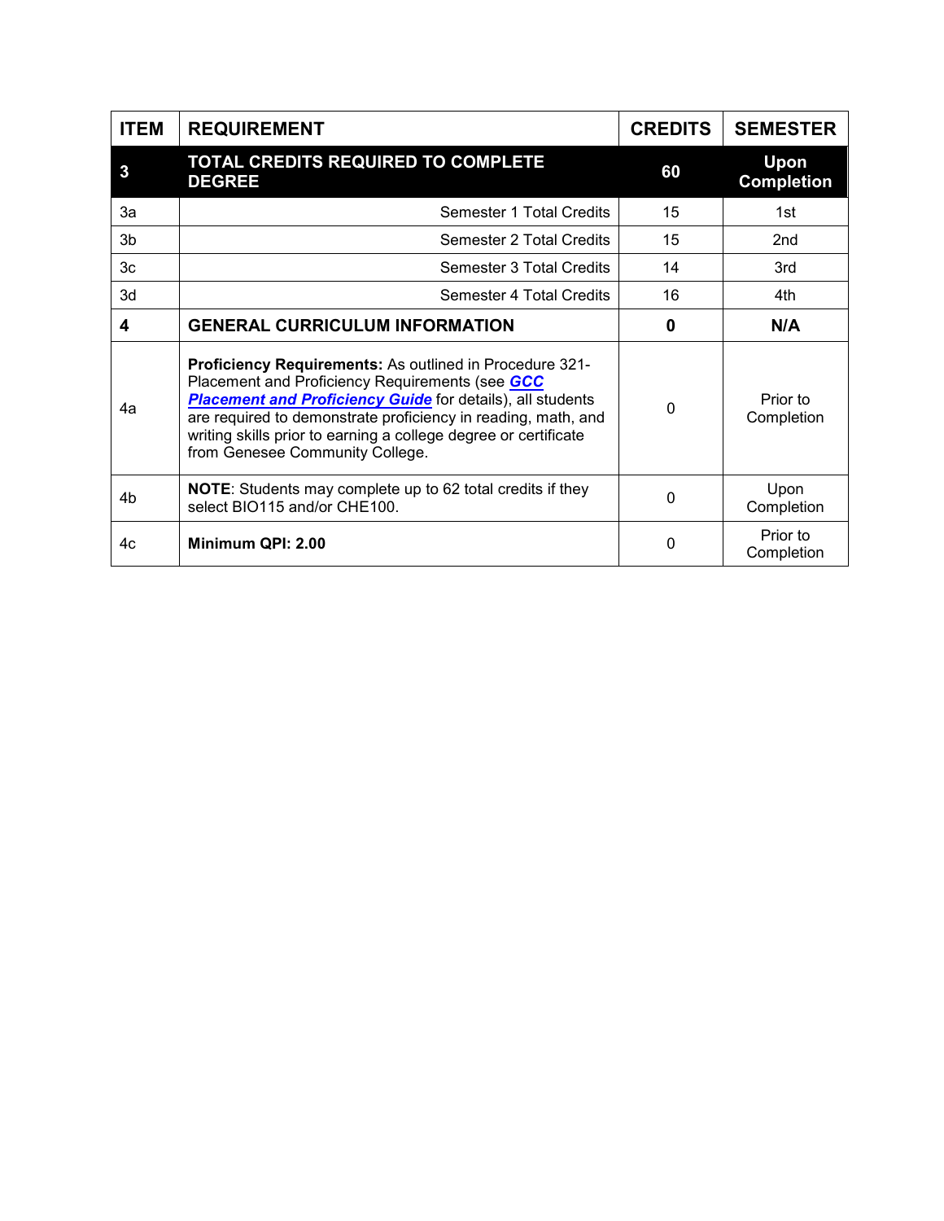| ITEM | REQUIREMENT | CREDITS | SEMESTER |
|---|---|---|---|
| **3** | **TOTAL CREDITS REQUIRED TO COMPLETE DEGREE** | **60** | **Upon Completion** |
| 3a | Semester 1 Total Credits | 15 | 1st |
| 3b | Semester 2 Total Credits | 15 | 2nd |
| 3c | Semester 3 Total Credits | 14 | 3rd |
| 3d | Semester 4 Total Credits | 16 | 4th |
| **4** | **GENERAL CURRICULUM INFORMATION** | **0** | **N/A** |
| 4a | **Proficiency Requirements:** As outlined in Procedure 321-Placement and Proficiency Requirements (see ***GCC Placement and Proficiency Guide*** for details), all students are required to demonstrate proficiency in reading, math, and writing skills prior to earning a college degree or certificate from Genesee Community College. | 0 | Prior to Completion |
| 4b | **NOTE**: Students may complete up to 62 total credits if they select BIO115 and/or CHE100. | 0 | Upon Completion |
| 4c | **Minimum QPI: 2.00** | 0 | Prior to Completion |